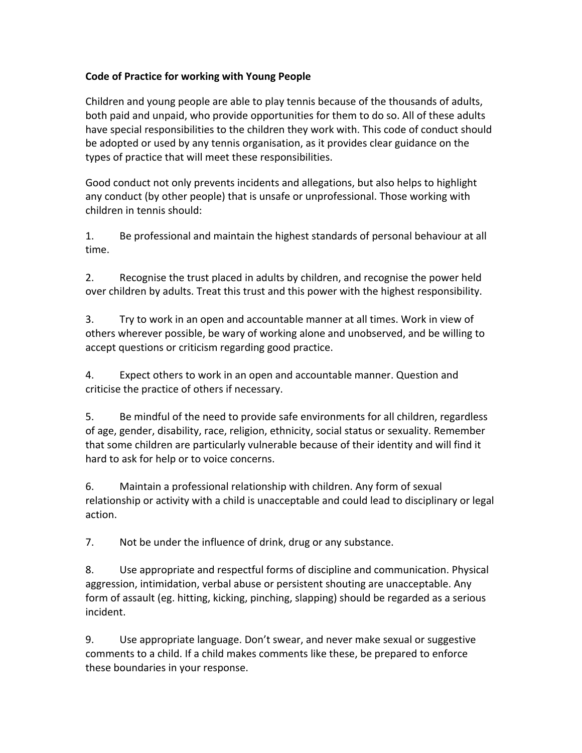**Code of Practice for working with Young People**

Children and young people are able to play tennis because of the thousands of adults, both paid and unpaid, who provide opportunities for them to do so. All of these adults have special responsibilities to the children they work with. This code of conduct should be adopted or used by any tennis organisation, as it provides clear guidance on the types of practice that will meet these responsibilities.

Good conduct not only prevents incidents and allegations, but also helps to highlight any conduct (by other people) that is unsafe or unprofessional. Those working with children in tennis should:

1. Be professional and maintain the highest standards of personal behaviour at all time.

2. Recognise the trust placed in adults by children, and recognise the power held over children by adults. Treat this trust and this power with the highest responsibility.

3. Try to work in an open and accountable manner at all times. Work in view of others wherever possible, be wary of working alone and unobserved, and be willing to accept questions or criticism regarding good practice.

4. Expect others to work in an open and accountable manner. Question and criticise the practice of others if necessary.

5. Be mindful of the need to provide safe environments for all children, regardless of age, gender, disability, race, religion, ethnicity, social status or sexuality. Remember that some children are particularly vulnerable because of their identity and will find it hard to ask for help or to voice concerns.

6. Maintain a professional relationship with children. Any form of sexual relationship or activity with a child is unacceptable and could lead to disciplinary or legal action.

7. Not be under the influence of drink, drug or any substance.

8. Use appropriate and respectful forms of discipline and communication. Physical aggression, intimidation, verbal abuse or persistent shouting are unacceptable. Any form of assault (eg. hitting, kicking, pinching, slapping) should be regarded as a serious incident.

9. Use appropriate language. Don't swear, and never make sexual or suggestive comments to a child. If a child makes comments like these, be prepared to enforce these boundaries in your response.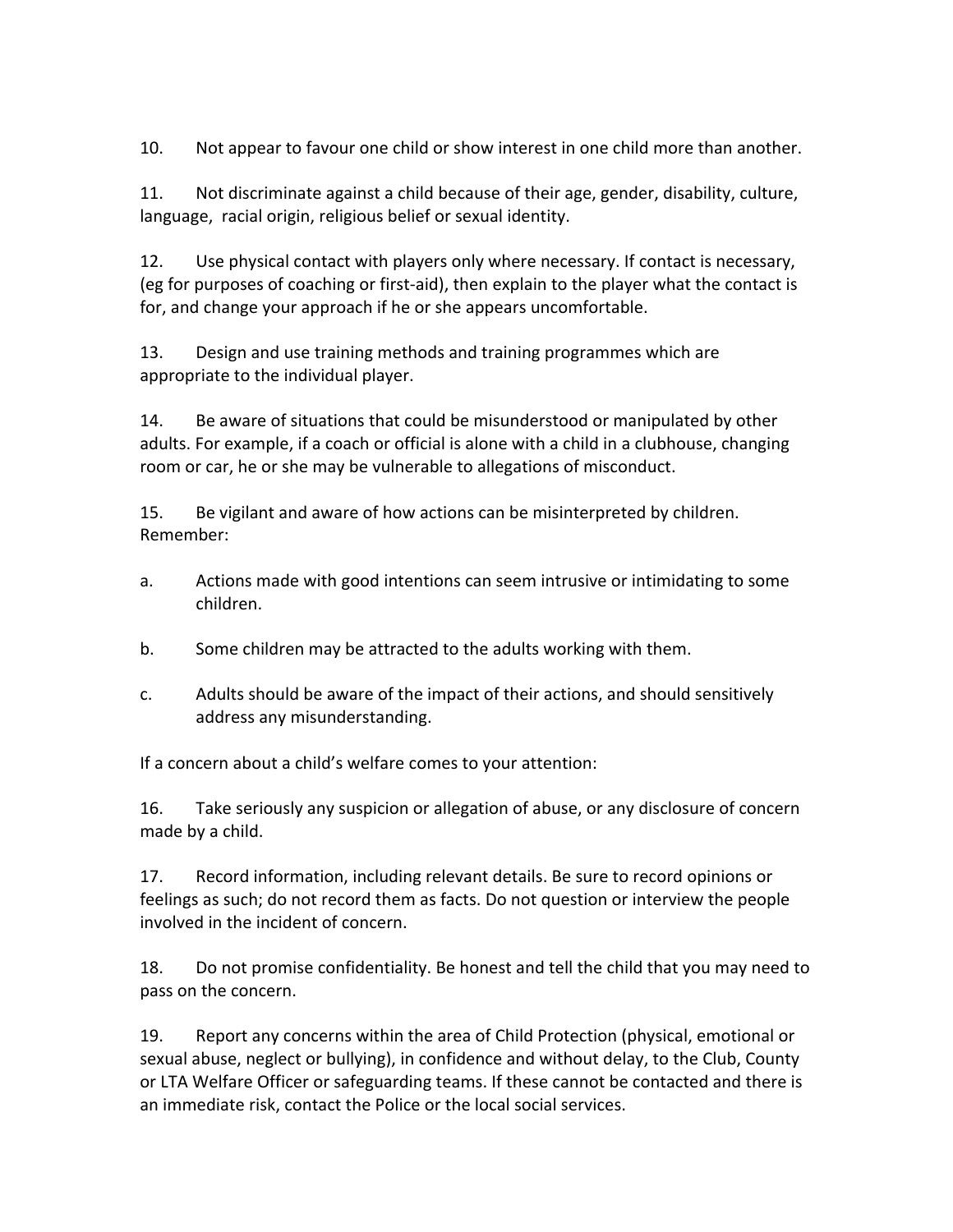10. Not appear to favour one child or show interest in one child more than another.

11. Not discriminate against a child because of their age, gender, disability, culture, language, racial origin, religious belief or sexual identity.

12. Use physical contact with players only where necessary. If contact is necessary, (eg for purposes of coaching or first-aid), then explain to the player what the contact is for, and change your approach if he or she appears uncomfortable.

13. Design and use training methods and training programmes which are appropriate to the individual player.

14. Be aware of situations that could be misunderstood or manipulated by other adults. For example, if a coach or official is alone with a child in a clubhouse, changing room or car, he or she may be vulnerable to allegations of misconduct.

15. Be vigilant and aware of how actions can be misinterpreted by children. Remember:

a. Actions made with good intentions can seem intrusive or intimidating to some children.

b. Some children may be attracted to the adults working with them.

c. Adults should be aware of the impact of their actions, and should sensitively address any misunderstanding.

If a concern about a child's welfare comes to your attention:

16. Take seriously any suspicion or allegation of abuse, or any disclosure of concern made by a child.

17. Record information, including relevant details. Be sure to record opinions or feelings as such; do not record them as facts. Do not question or interview the people involved in the incident of concern.

18. Do not promise confidentiality. Be honest and tell the child that you may need to pass on the concern.

19. Report any concerns within the area of Child Protection (physical, emotional or sexual abuse, neglect or bullying), in confidence and without delay, to the Club, County or LTA Welfare Officer or safeguarding teams. If these cannot be contacted and there is an immediate risk, contact the Police or the local social services.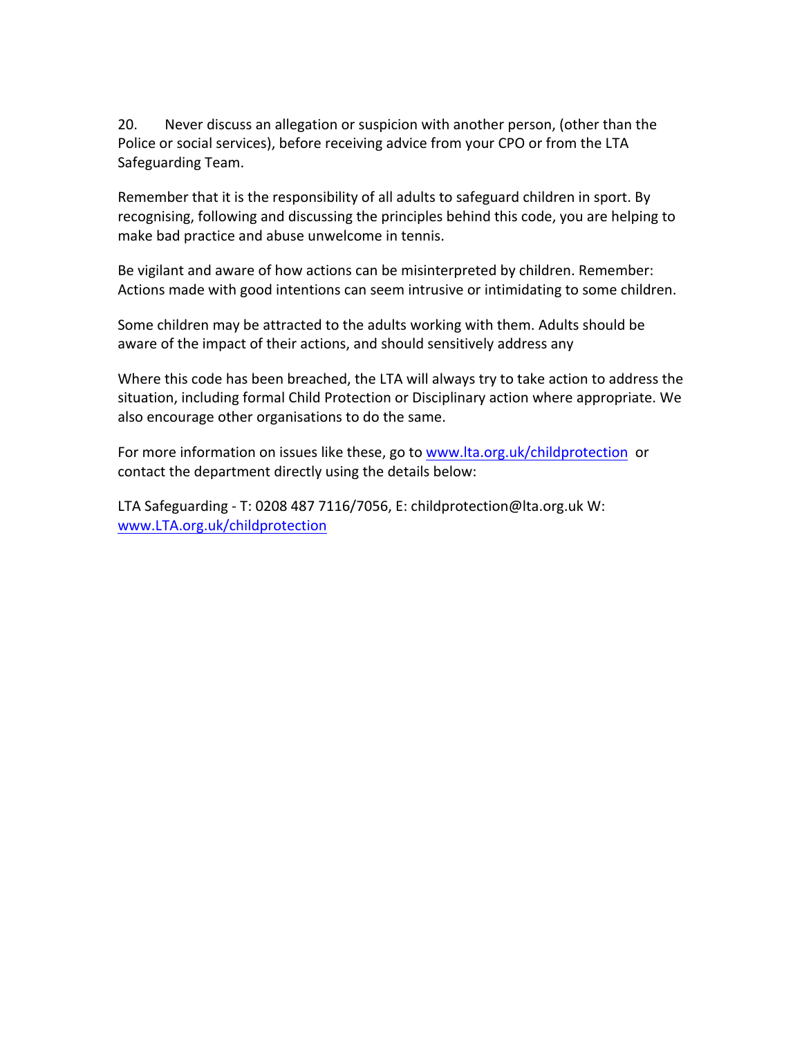20. Never discuss an allegation or suspicion with another person, (other than the Police or social services), before receiving advice from your CPO or from the LTA Safeguarding Team.

Remember that it is the responsibility of all adults to safeguard children in sport. By recognising, following and discussing the principles behind this code, you are helping to make bad practice and abuse unwelcome in tennis.

Be vigilant and aware of how actions can be misinterpreted by children. Remember: Actions made with good intentions can seem intrusive or intimidating to some children.

Some children may be attracted to the adults working with them. Adults should be aware of the impact of their actions, and should sensitively address any

Where this code has been breached, the LTA will always try to take action to address the situation, including formal Child Protection or Disciplinary action where appropriate. We also encourage other organisations to do the same.

For more information on issues like these, go to [www.lta.org.uk/childprotection](http://www.lta.org.uk/childprotection) or contact the department directly using the details below:

LTA Safeguarding - T: 0208 487 7116/7056, E: childprotection@lta.org.uk W: [www.LTA.org.uk/childprotection](http://www.LTA.org.uk/childprotection)